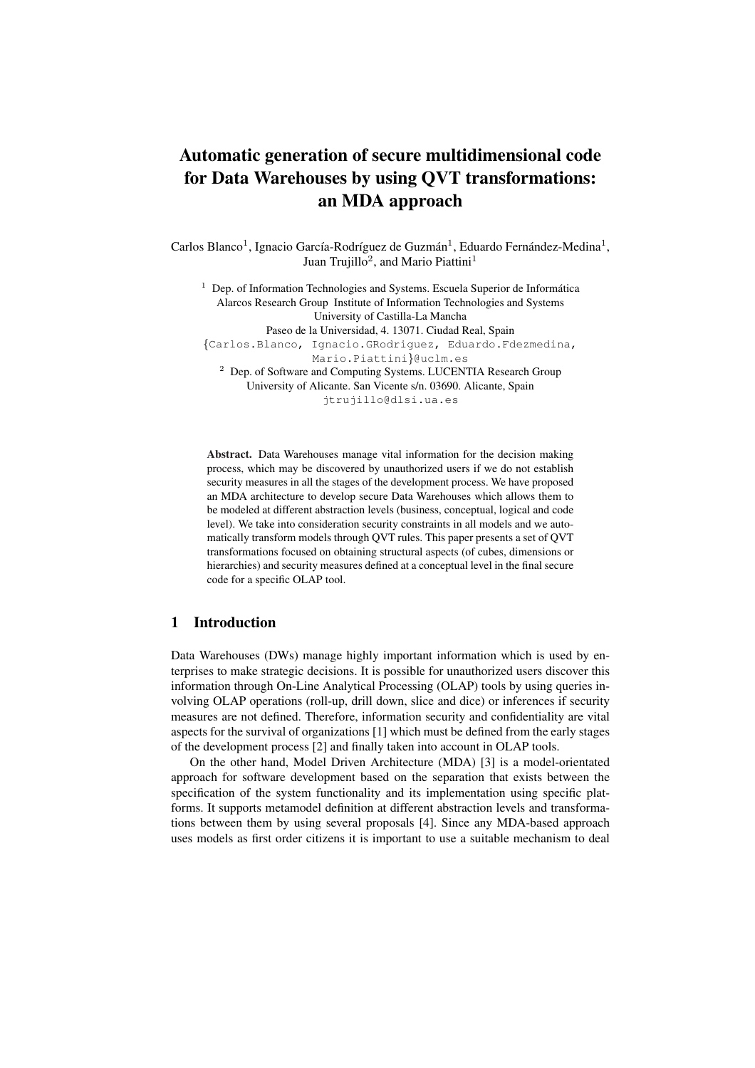# Automatic generation of secure multidimensional code for Data Warehouses by using QVT transformations: an MDA approach

Carlos Blanco[1], Ignacio García-Rodríguez de Guzmán[1], Eduardo Fernández-Medina[1], Juan Trujillo[2], and Mario Piattini[1]

[1] Dep. of Information Technologies and Systems. Escuela Superior de Informática
Alarcos Research Group Institute of Information Technologies and Systems
University of Castilla-La Mancha
Paseo de la Universidad, 4. 13071. Ciudad Real, Spain
{Carlos.Blanco, Ignacio.GRodriguez, Eduardo.Fdezmedina, Mario.Piattini}@uclm.es

[2] Dep. of Software and Computing Systems. LUCENTIA Research Group
University of Alicante. San Vicente s/n. 03690. Alicante, Spain
jtrujillo@dlsi.ua.es

**Abstract.** Data Warehouses manage vital information for the decision making process, which may be discovered by unauthorized users if we do not establish security measures in all the stages of the development process. We have proposed an MDA architecture to develop secure Data Warehouses which allows them to be modeled at different abstraction levels (business, conceptual, logical and code level). We take into consideration security constraints in all models and we automatically transform models through QVT rules. This paper presents a set of QVT transformations focused on obtaining structural aspects (of cubes, dimensions or hierarchies) and security measures defined at a conceptual level in the final secure code for a specific OLAP tool.

## 1 Introduction

Data Warehouses (DWs) manage highly important information which is used by enterprises to make strategic decisions. It is possible for unauthorized users discover this information through On-Line Analytical Processing (OLAP) tools by using queries involving OLAP operations (roll-up, drill down, slice and dice) or inferences if security measures are not defined. Therefore, information security and confidentiality are vital aspects for the survival of organizations [1] which must be defined from the early stages of the development process [2] and finally taken into account in OLAP tools.

On the other hand, Model Driven Architecture (MDA) [3] is a model-orientated approach for software development based on the separation that exists between the specification of the system functionality and its implementation using specific platforms. It supports metamodel definition at different abstraction levels and transformations between them by using several proposals [4]. Since any MDA-based approach uses models as first order citizens it is important to use a suitable mechanism to deal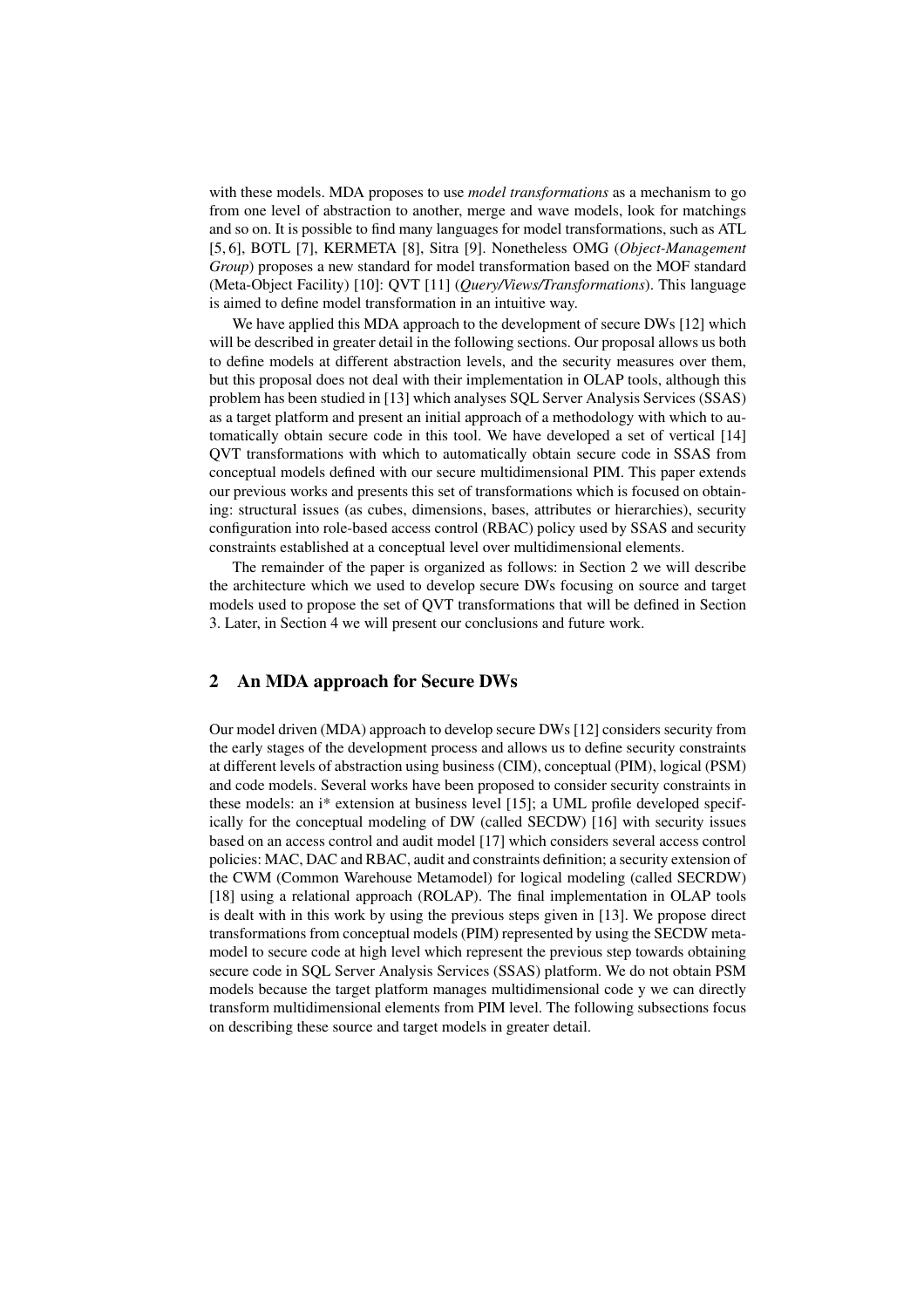with these models. MDA proposes to use *model transformations* as a mechanism to go from one level of abstraction to another, merge and wave models, look for matchings and so on. It is possible to find many languages for model transformations, such as ATL [5, 6], BOTL [7], KERMETA [8], Sitra [9]. Nonetheless OMG (*Object-Management Group*) proposes a new standard for model transformation based on the MOF standard (Meta-Object Facility) [10]: QVT [11] (*Query/Views/Transformations*). This language is aimed to define model transformation in an intuitive way.

We have applied this MDA approach to the development of secure DWs [12] which will be described in greater detail in the following sections. Our proposal allows us both to define models at different abstraction levels, and the security measures over them, but this proposal does not deal with their implementation in OLAP tools, although this problem has been studied in [13] which analyses SQL Server Analysis Services (SSAS) as a target platform and present an initial approach of a methodology with which to automatically obtain secure code in this tool. We have developed a set of vertical [14] QVT transformations with which to automatically obtain secure code in SSAS from conceptual models defined with our secure multidimensional PIM. This paper extends our previous works and presents this set of transformations which is focused on obtaining: structural issues (as cubes, dimensions, bases, attributes or hierarchies), security configuration into role-based access control (RBAC) policy used by SSAS and security constraints established at a conceptual level over multidimensional elements.

The remainder of the paper is organized as follows: in Section 2 we will describe the architecture which we used to develop secure DWs focusing on source and target models used to propose the set of QVT transformations that will be defined in Section 3. Later, in Section 4 we will present our conclusions and future work.

## 2 An MDA approach for Secure DWs

Our model driven (MDA) approach to develop secure DWs [12] considers security from the early stages of the development process and allows us to define security constraints at different levels of abstraction using business (CIM), conceptual (PIM), logical (PSM) and code models. Several works have been proposed to consider security constraints in these models: an i* extension at business level [15]; a UML profile developed specifically for the conceptual modeling of DW (called SECDW) [16] with security issues based on an access control and audit model [17] which considers several access control policies: MAC, DAC and RBAC, audit and constraints definition; a security extension of the CWM (Common Warehouse Metamodel) for logical modeling (called SECRDW) [18] using a relational approach (ROLAP). The final implementation in OLAP tools is dealt with in this work by using the previous steps given in [13]. We propose direct transformations from conceptual models (PIM) represented by using the SECDW metamodel to secure code at high level which represent the previous step towards obtaining secure code in SQL Server Analysis Services (SSAS) platform. We do not obtain PSM models because the target platform manages multidimensional code y we can directly transform multidimensional elements from PIM level. The following subsections focus on describing these source and target models in greater detail.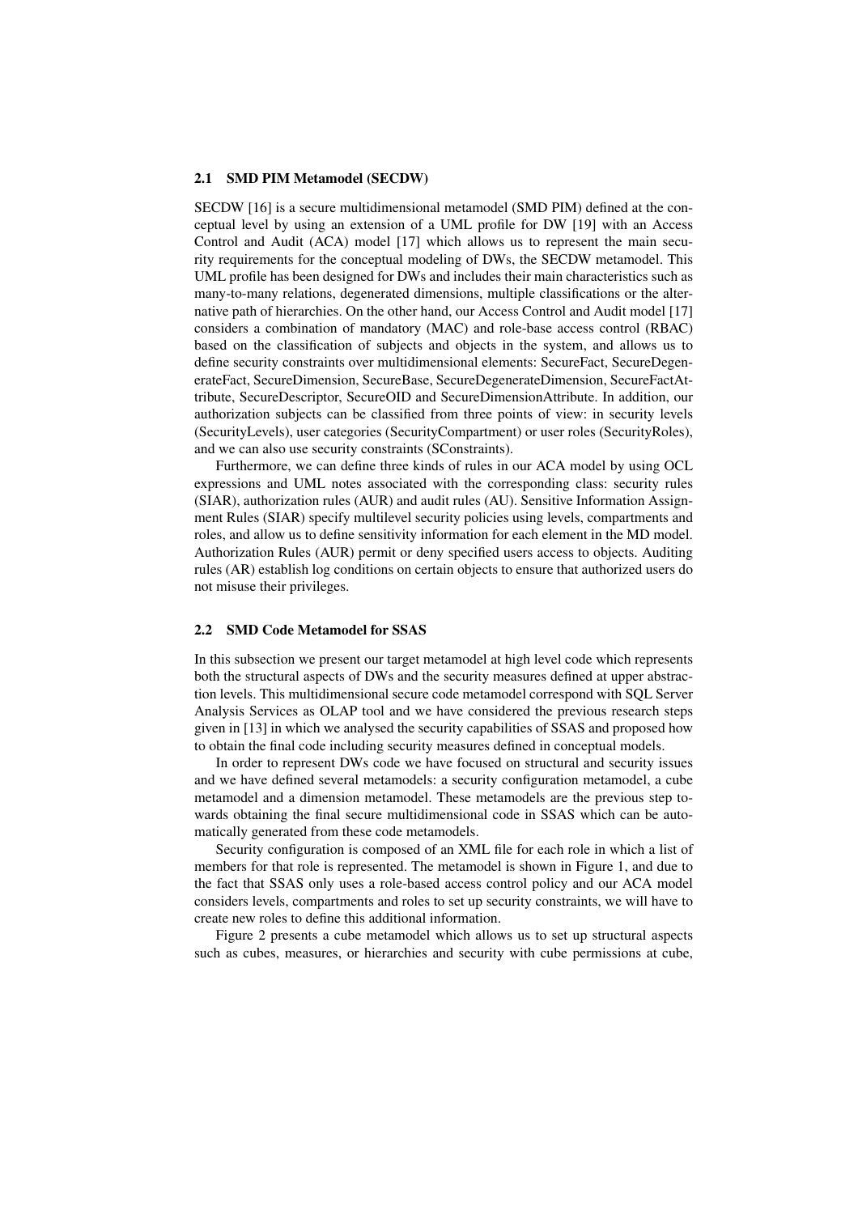### 2.1 SMD PIM Metamodel (SECDW)

SECDW [16] is a secure multidimensional metamodel (SMD PIM) defined at the conceptual level by using an extension of a UML profile for DW [19] with an Access Control and Audit (ACA) model [17] which allows us to represent the main security requirements for the conceptual modeling of DWs, the SECDW metamodel. This UML profile has been designed for DWs and includes their main characteristics such as many-to-many relations, degenerated dimensions, multiple classifications or the alternative path of hierarchies. On the other hand, our Access Control and Audit model [17] considers a combination of mandatory (MAC) and role-base access control (RBAC) based on the classification of subjects and objects in the system, and allows us to define security constraints over multidimensional elements: SecureFact, SecureDegenerateFact, SecureDimension, SecureBase, SecureDegenerateDimension, SecureFactAttribute, SecureDescriptor, SecureOID and SecureDimensionAttribute. In addition, our authorization subjects can be classified from three points of view: in security levels (SecurityLevels), user categories (SecurityCompartment) or user roles (SecurityRoles), and we can also use security constraints (SConstraints).

Furthermore, we can define three kinds of rules in our ACA model by using OCL expressions and UML notes associated with the corresponding class: security rules (SIAR), authorization rules (AUR) and audit rules (AU). Sensitive Information Assignment Rules (SIAR) specify multilevel security policies using levels, compartments and roles, and allow us to define sensitivity information for each element in the MD model. Authorization Rules (AUR) permit or deny specified users access to objects. Auditing rules (AR) establish log conditions on certain objects to ensure that authorized users do not misuse their privileges.

### 2.2 SMD Code Metamodel for SSAS

In this subsection we present our target metamodel at high level code which represents both the structural aspects of DWs and the security measures defined at upper abstraction levels. This multidimensional secure code metamodel correspond with SQL Server Analysis Services as OLAP tool and we have considered the previous research steps given in [13] in which we analysed the security capabilities of SSAS and proposed how to obtain the final code including security measures defined in conceptual models.

In order to represent DWs code we have focused on structural and security issues and we have defined several metamodels: a security configuration metamodel, a cube metamodel and a dimension metamodel. These metamodels are the previous step towards obtaining the final secure multidimensional code in SSAS which can be automatically generated from these code metamodels.

Security configuration is composed of an XML file for each role in which a list of members for that role is represented. The metamodel is shown in Figure 1, and due to the fact that SSAS only uses a role-based access control policy and our ACA model considers levels, compartments and roles to set up security constraints, we will have to create new roles to define this additional information.

Figure 2 presents a cube metamodel which allows us to set up structural aspects such as cubes, measures, or hierarchies and security with cube permissions at cube,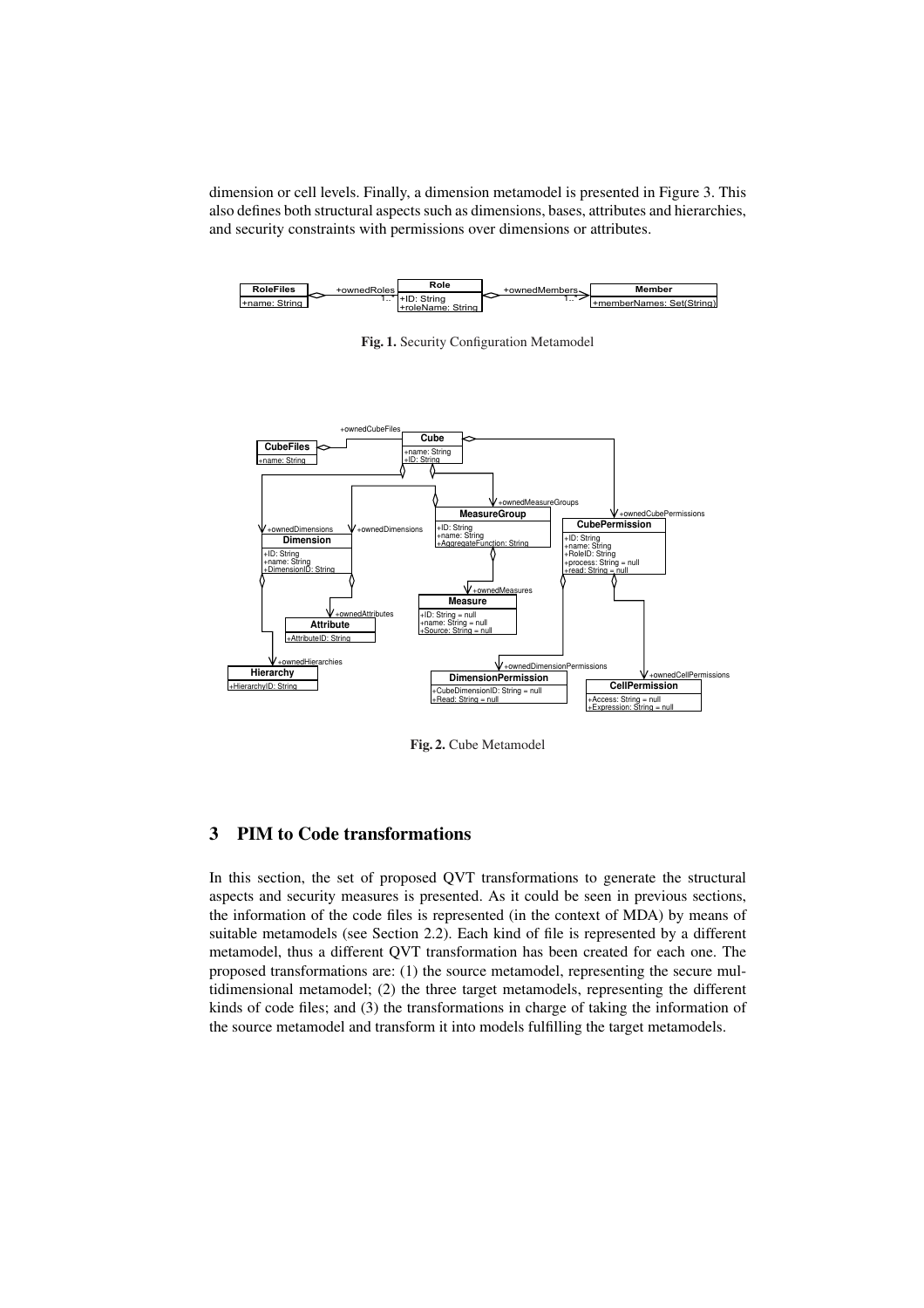dimension or cell levels. Finally, a dimension metamodel is presented in Figure 3. This also defines both structural aspects such as dimensions, bases, attributes and hierarchies, and security constraints with permissions over dimensions or attributes.

**Fig. 1.** Security Configuration Metamodel

**Fig. 2.** Cube Metamodel

## 3 PIM to Code transformations

In this section, the set of proposed QVT transformations to generate the structural aspects and security measures is presented. As it could be seen in previous sections, the information of the code files is represented (in the context of MDA) by means of suitable metamodels (see Section 2.2). Each kind of file is represented by a different metamodel, thus a different QVT transformation has been created for each one. The proposed transformations are: (1) the source metamodel, representing the secure multidimensional metamodel; (2) the three target metamodels, representing the different kinds of code files; and (3) the transformations in charge of taking the information of the source metamodel and transform it into models fulfilling the target metamodels.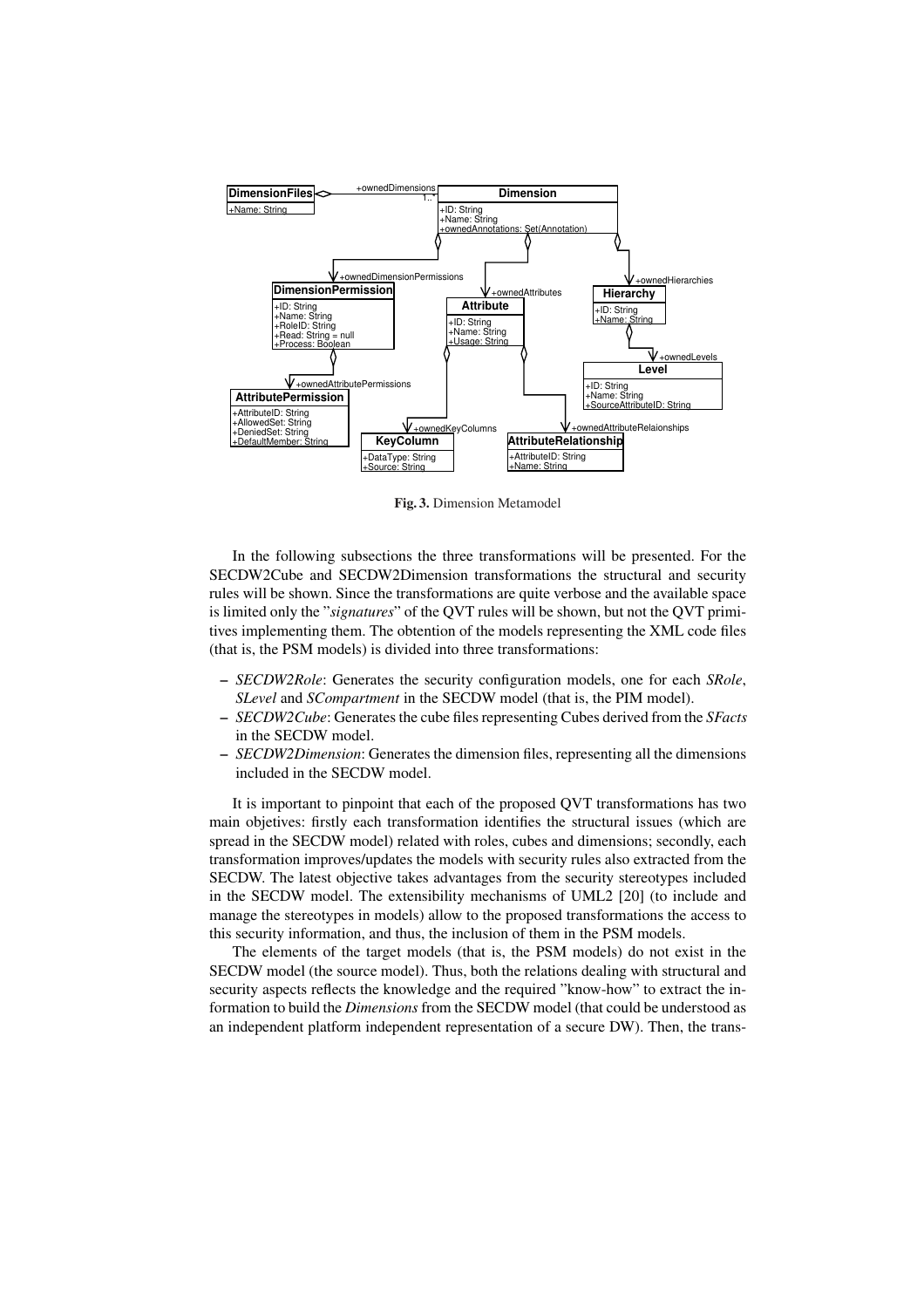**Fig. 3.** Dimension Metamodel

In the following subsections the three transformations will be presented. For the SECDW2Cube and SECDW2Dimension transformations the structural and security rules will be shown. Since the transformations are quite verbose and the available space is limited only the "*signatures*" of the QVT rules will be shown, but not the QVT primitives implementing them. The obtention of the models representing the XML code files (that is, the PSM models) is divided into three transformations:

- *SECDW2Role*: Generates the security configuration models, one for each *SRole*, *SLevel* and *SCompartment* in the SECDW model (that is, the PIM model).
- *SECDW2Cube*: Generates the cube files representing Cubes derived from the *SFacts* in the SECDW model.
- *SECDW2Dimension*: Generates the dimension files, representing all the dimensions included in the SECDW model.

It is important to pinpoint that each of the proposed QVT transformations has two main objetives: firstly each transformation identifies the structural issues (which are spread in the SECDW model) related with roles, cubes and dimensions; secondly, each transformation improves/updates the models with security rules also extracted from the SECDW. The latest objective takes advantages from the security stereotypes included in the SECDW model. The extensibility mechanisms of UML2 [20] (to include and manage the stereotypes in models) allow to the proposed transformations the access to this security information, and thus, the inclusion of them in the PSM models.

The elements of the target models (that is, the PSM models) do not exist in the SECDW model (the source model). Thus, both the relations dealing with structural and security aspects reflects the knowledge and the required "know-how" to extract the information to build the *Dimensions* from the SECDW model (that could be understood as an independent platform independent representation of a secure DW). Then, the trans-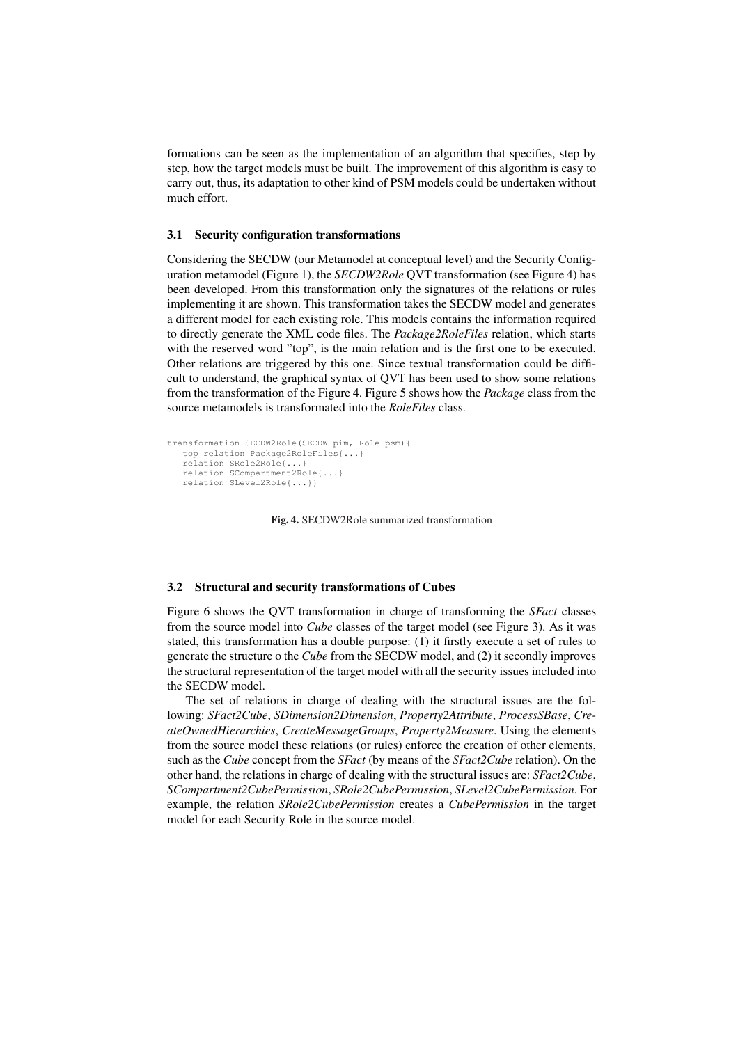formations can be seen as the implementation of an algorithm that specifies, step by step, how the target models must be built. The improvement of this algorithm is easy to carry out, thus, its adaptation to other kind of PSM models could be undertaken without much effort.

### 3.1 Security configuration transformations

Considering the SECDW (our Metamodel at conceptual level) and the Security Configuration metamodel (Figure 1), the *SECDW2Role* QVT transformation (see Figure 4) has been developed. From this transformation only the signatures of the relations or rules implementing it are shown. This transformation takes the SECDW model and generates a different model for each existing role. This models contains the information required to directly generate the XML code files. The *Package2RoleFiles* relation, which starts with the reserved word "top", is the main relation and is the first one to be executed. Other relations are triggered by this one. Since textual transformation could be difficult to understand, the graphical syntax of QVT has been used to show some relations from the transformation of the Figure 4. Figure 5 shows how the *Package* class from the source metamodels is transformated into the *RoleFiles* class.

```
transformation SECDW2Role(SECDW pim, Role psm){
   top relation Package2RoleFiles{...}
   relation SRole2Role{...}
   relation SCompartment2Role{...}
   relation SLevel2Role{...}}
```

**Fig. 4.** SECDW2Role summarized transformation

### 3.2 Structural and security transformations of Cubes

Figure 6 shows the QVT transformation in charge of transforming the *SFact* classes from the source model into *Cube* classes of the target model (see Figure 3). As it was stated, this transformation has a double purpose: (1) it firstly execute a set of rules to generate the structure o the *Cube* from the SECDW model, and (2) it secondly improves the structural representation of the target model with all the security issues included into the SECDW model.

The set of relations in charge of dealing with the structural issues are the following: *SFact2Cube*, *SDimension2Dimension*, *Property2Attribute*, *ProcessSBase*, *CreateOwnedHierarchies*, *CreateMessageGroups*, *Property2Measure*. Using the elements from the source model these relations (or rules) enforce the creation of other elements, such as the *Cube* concept from the *SFact* (by means of the *SFact2Cube* relation). On the other hand, the relations in charge of dealing with the structural issues are: *SFact2Cube*, *SCompartment2CubePermission*, *SRole2CubePermission*, *SLevel2CubePermission*. For example, the relation *SRole2CubePermission* creates a *CubePermission* in the target model for each Security Role in the source model.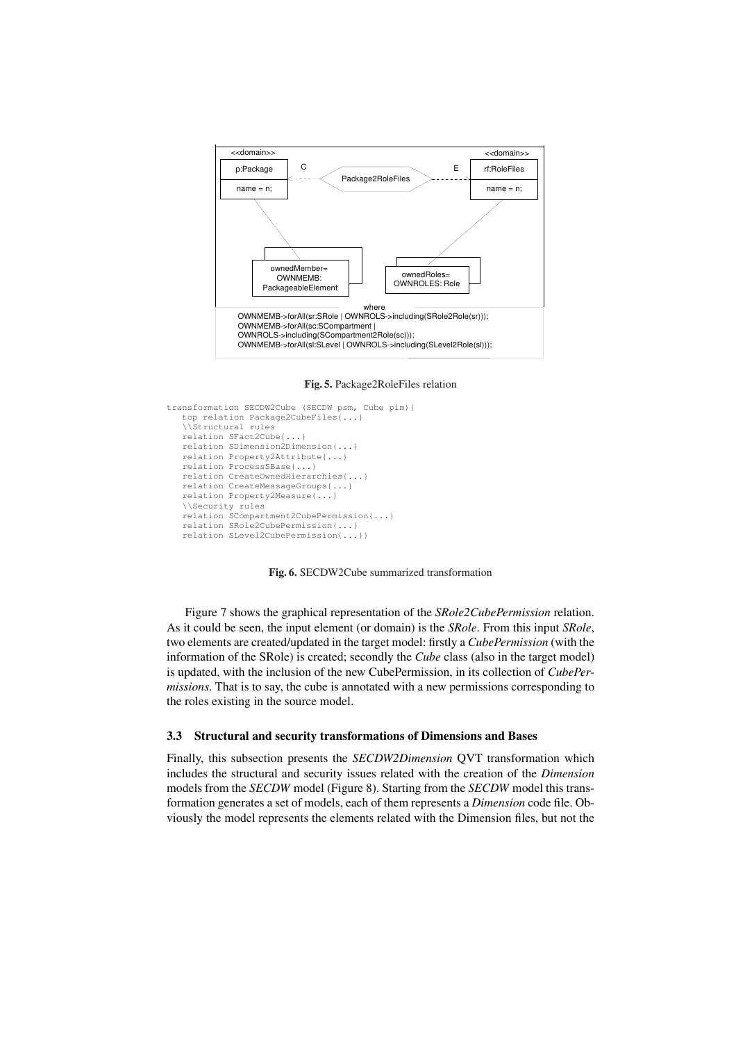Fig. 5. Package2RoleFiles relation

```
transformation SECDW2Cube (SECDW psm, Cube pim){
   top relation Package2CubeFiles{...}
   \\Structural rules
   relation SFact2Cube{...}
   relation SDimension2Dimension{...}
   relation Property2Attribute{...}
   relation ProcessSBase{...}
   relation CreateOwnedHierarchies{...}
   relation CreateMessageGroups{...}
   relation Property2Measure{...}
   \\Security rules
   relation SCompartment2CubePermission{...}
   relation SRole2CubePermission{...}
   relation SLevel2CubePermission{...}}
```

Fig. 6. SECDW2Cube summarized transformation

Figure 7 shows the graphical representation of the *SRole2CubePermission* relation. As it could be seen, the input element (or domain) is the *SRole*. From this input *SRole*, two elements are created/updated in the target model: firstly a *CubePermission* (with the information of the SRole) is created; secondly the *Cube* class (also in the target model) is updated, with the inclusion of the new CubePermission, in its collection of *CubePermissions*. That is to say, the cube is annotated with a new permissions corresponding to the roles existing in the source model.

### 3.3 Structural and security transformations of Dimensions and Bases

Finally, this subsection presents the *SECDW2Dimension* QVT transformation which includes the structural and security issues related with the creation of the *Dimension* models from the *SECDW* model (Figure 8). Starting from the *SECDW* model this transformation generates a set of models, each of them represents a *Dimension* code file. Obviously the model represents the elements related with the Dimension files, but not the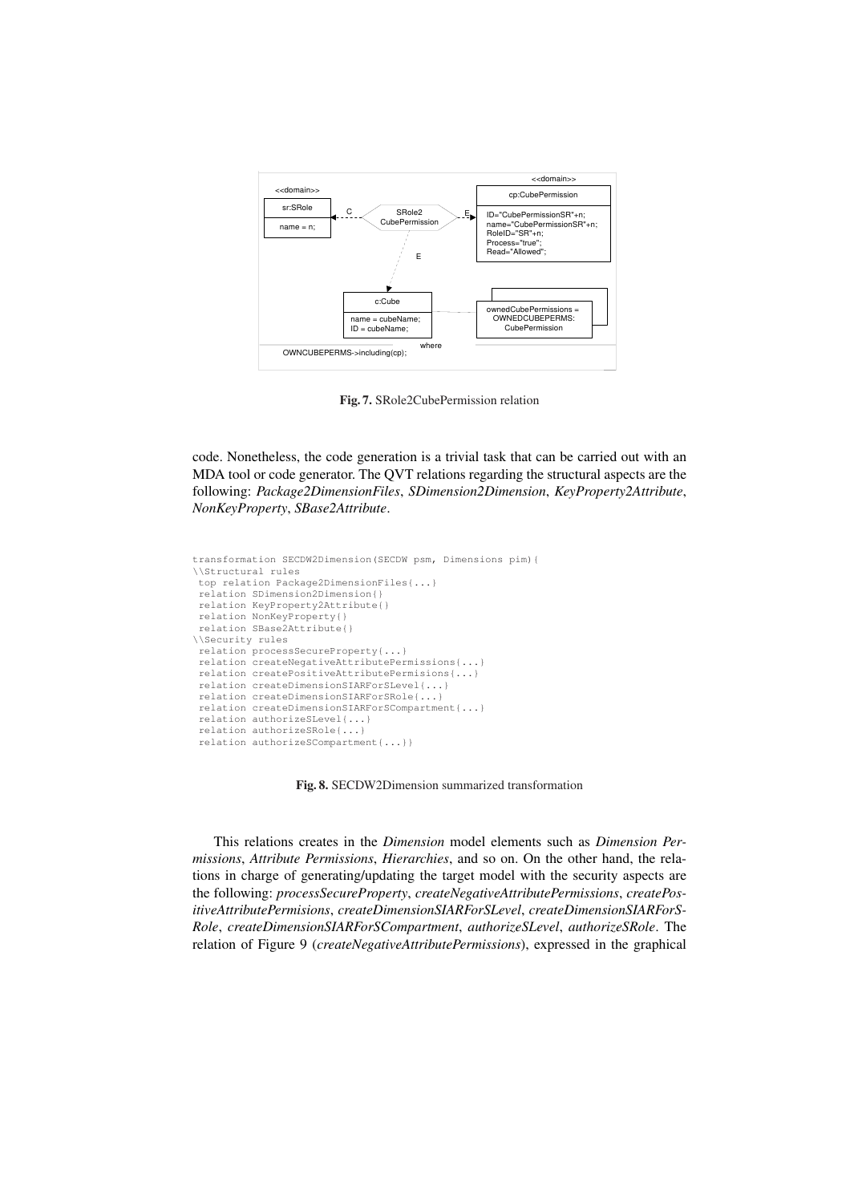Fig. 7. SRole2CubePermission relation

code. Nonetheless, the code generation is a trivial task that can be carried out with an MDA tool or code generator. The QVT relations regarding the structural aspects are the following: *Package2DimensionFiles*, *SDimension2Dimension*, *KeyProperty2Attribute*, *NonKeyProperty*, *SBase2Attribute*.

```
transformation SECDW2Dimension(SECDW psm, Dimensions pim){
\\Structural rules
 top relation Package2DimensionFiles{...}
 relation SDimension2Dimension{}
 relation KeyProperty2Attribute{}
 relation NonKeyProperty{}
 relation SBase2Attribute{}
\\Security rules
 relation processSecureProperty{...}
 relation createNegativeAttributePermissions{...}
 relation createPositiveAttributePermisions{...}
 relation createDimensionSIARForSLevel{...}
 relation createDimensionSIARForSRole{...}
 relation createDimensionSIARForSCompartment{...}
 relation authorizeSLevel{...}
 relation authorizeSRole{...}
 relation authorizeSCompartment{...}}
```

Fig. 8. SECDW2Dimension summarized transformation

This relations creates in the *Dimension* model elements such as *Dimension Permissions*, *Attribute Permissions*, *Hierarchies*, and so on. On the other hand, the relations in charge of generating/updating the target model with the security aspects are the following: *processSecureProperty*, *createNegativeAttributePermissions*, *createPositiveAttributePermisions*, *createDimensionSIARForSLevel*, *createDimensionSIARForSRole*, *createDimensionSIARForSCompartment*, *authorizeSLevel*, *authorizeSRole*. The relation of Figure 9 (*createNegativeAttributePermissions*), expressed in the graphical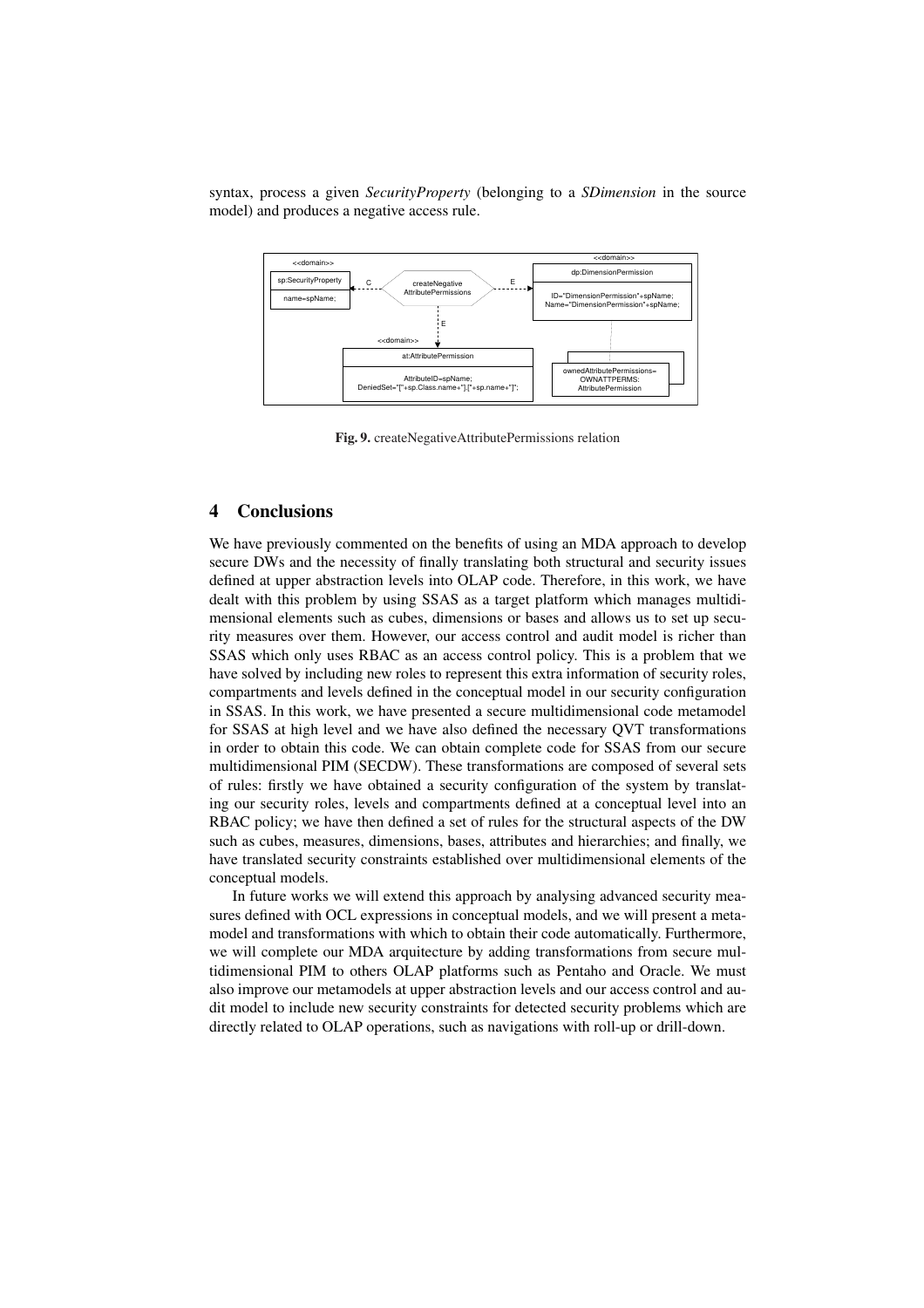syntax, process a given *SecurityProperty* (belonging to a *SDimension* in the source model) and produces a negative access rule.

**Fig. 9.** createNegativeAttributePermissions relation

## 4 Conclusions

We have previously commented on the benefits of using an MDA approach to develop secure DWs and the necessity of finally translating both structural and security issues defined at upper abstraction levels into OLAP code. Therefore, in this work, we have dealt with this problem by using SSAS as a target platform which manages multidimensional elements such as cubes, dimensions or bases and allows us to set up security measures over them. However, our access control and audit model is richer than SSAS which only uses RBAC as an access control policy. This is a problem that we have solved by including new roles to represent this extra information of security roles, compartments and levels defined in the conceptual model in our security configuration in SSAS. In this work, we have presented a secure multidimensional code metamodel for SSAS at high level and we have also defined the necessary QVT transformations in order to obtain this code. We can obtain complete code for SSAS from our secure multidimensional PIM (SECDW). These transformations are composed of several sets of rules: firstly we have obtained a security configuration of the system by translating our security roles, levels and compartments defined at a conceptual level into an RBAC policy; we have then defined a set of rules for the structural aspects of the DW such as cubes, measures, dimensions, bases, attributes and hierarchies; and finally, we have translated security constraints established over multidimensional elements of the conceptual models.

In future works we will extend this approach by analysing advanced security measures defined with OCL expressions in conceptual models, and we will present a metamodel and transformations with which to obtain their code automatically. Furthermore, we will complete our MDA arquitecture by adding transformations from secure multidimensional PIM to others OLAP platforms such as Pentaho and Oracle. We must also improve our metamodels at upper abstraction levels and our access control and audit model to include new security constraints for detected security problems which are directly related to OLAP operations, such as navigations with roll-up or drill-down.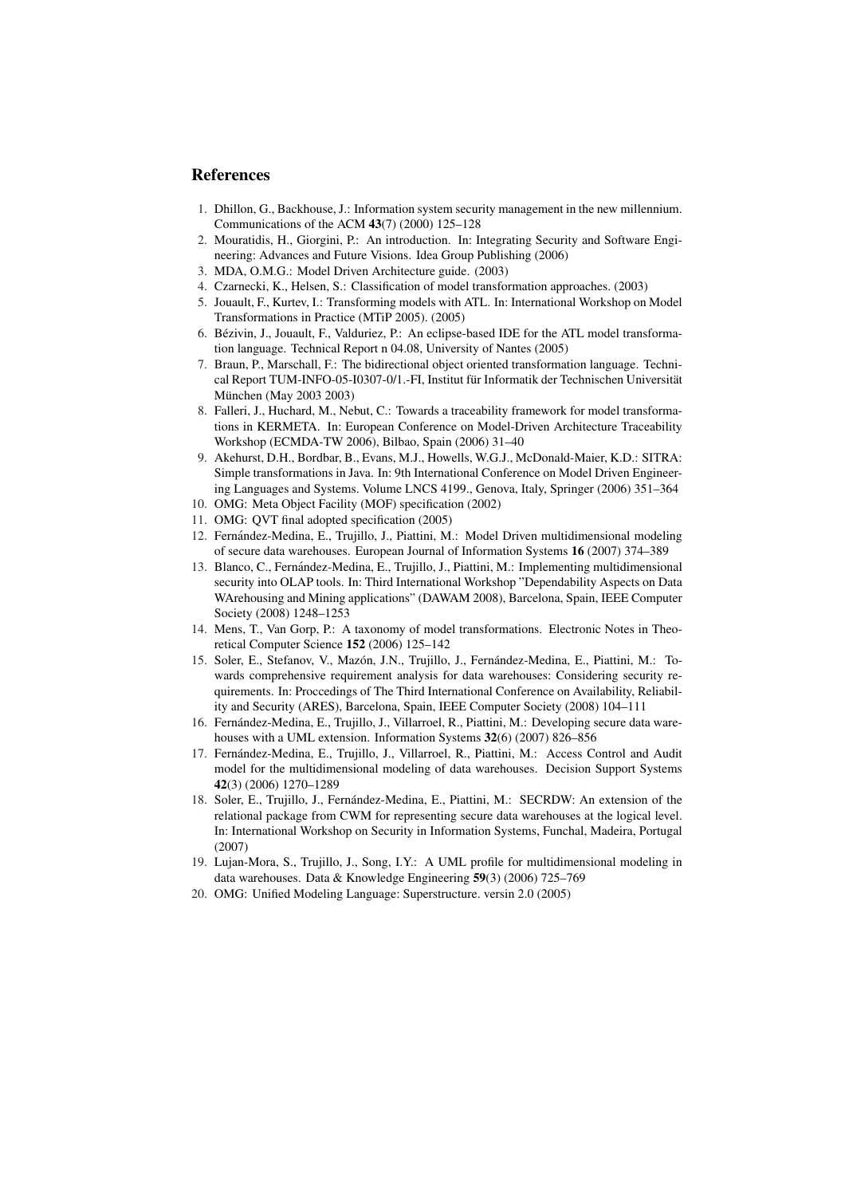## References

1. Dhillon, G., Backhouse, J.: Information system security management in the new millennium. Communications of the ACM **43**(7) (2000) 125–128
2. Mouratidis, H., Giorgini, P.: An introduction. In: Integrating Security and Software Engineering: Advances and Future Visions. Idea Group Publishing (2006)
3. MDA, O.M.G.: Model Driven Architecture guide. (2003)
4. Czarnecki, K., Helsen, S.: Classification of model transformation approaches. (2003)
5. Jouault, F., Kurtev, I.: Transforming models with ATL. In: International Workshop on Model Transformations in Practice (MTiP 2005). (2005)
6. Bézivin, J., Jouault, F., Valduriez, P.: An eclipse-based IDE for the ATL model transformation language. Technical Report n 04.08, University of Nantes (2005)
7. Braun, P., Marschall, F.: The bidirectional object oriented transformation language. Technical Report TUM-INFO-05-I0307-0/1.-FI, Institut für Informatik der Technischen Universität München (May 2003 2003)
8. Falleri, J., Huchard, M., Nebut, C.: Towards a traceability framework for model transformations in KERMETA. In: European Conference on Model-Driven Architecture Traceability Workshop (ECMDA-TW 2006), Bilbao, Spain (2006) 31–40
9. Akehurst, D.H., Bordbar, B., Evans, M.J., Howells, W.G.J., McDonald-Maier, K.D.: SITRA: Simple transformations in Java. In: 9th International Conference on Model Driven Engineering Languages and Systems. Volume LNCS 4199., Genova, Italy, Springer (2006) 351–364
10. OMG: Meta Object Facility (MOF) specification (2002)
11. OMG: QVT final adopted specification (2005)
12. Fernández-Medina, E., Trujillo, J., Piattini, M.: Model Driven multidimensional modeling of secure data warehouses. European Journal of Information Systems **16** (2007) 374–389
13. Blanco, C., Fernández-Medina, E., Trujillo, J., Piattini, M.: Implementing multidimensional security into OLAP tools. In: Third International Workshop "Dependability Aspects on Data WArehousing and Mining applications" (DAWAM 2008), Barcelona, Spain, IEEE Computer Society (2008) 1248–1253
14. Mens, T., Van Gorp, P.: A taxonomy of model transformations. Electronic Notes in Theoretical Computer Science **152** (2006) 125–142
15. Soler, E., Stefanov, V., Mazón, J.N., Trujillo, J., Fernández-Medina, E., Piattini, M.: Towards comprehensive requirement analysis for data warehouses: Considering security requirements. In: Proccedings of The Third International Conference on Availability, Reliability and Security (ARES), Barcelona, Spain, IEEE Computer Society (2008) 104–111
16. Fernández-Medina, E., Trujillo, J., Villarroel, R., Piattini, M.: Developing secure data warehouses with a UML extension. Information Systems **32**(6) (2007) 826–856
17. Fernández-Medina, E., Trujillo, J., Villarroel, R., Piattini, M.: Access Control and Audit model for the multidimensional modeling of data warehouses. Decision Support Systems **42**(3) (2006) 1270–1289
18. Soler, E., Trujillo, J., Fernández-Medina, E., Piattini, M.: SECRDW: An extension of the relational package from CWM for representing secure data warehouses at the logical level. In: International Workshop on Security in Information Systems, Funchal, Madeira, Portugal (2007)
19. Lujan-Mora, S., Trujillo, J., Song, I.Y.: A UML profile for multidimensional modeling in data warehouses. Data & Knowledge Engineering **59**(3) (2006) 725–769
20. OMG: Unified Modeling Language: Superstructure. versin 2.0 (2005)